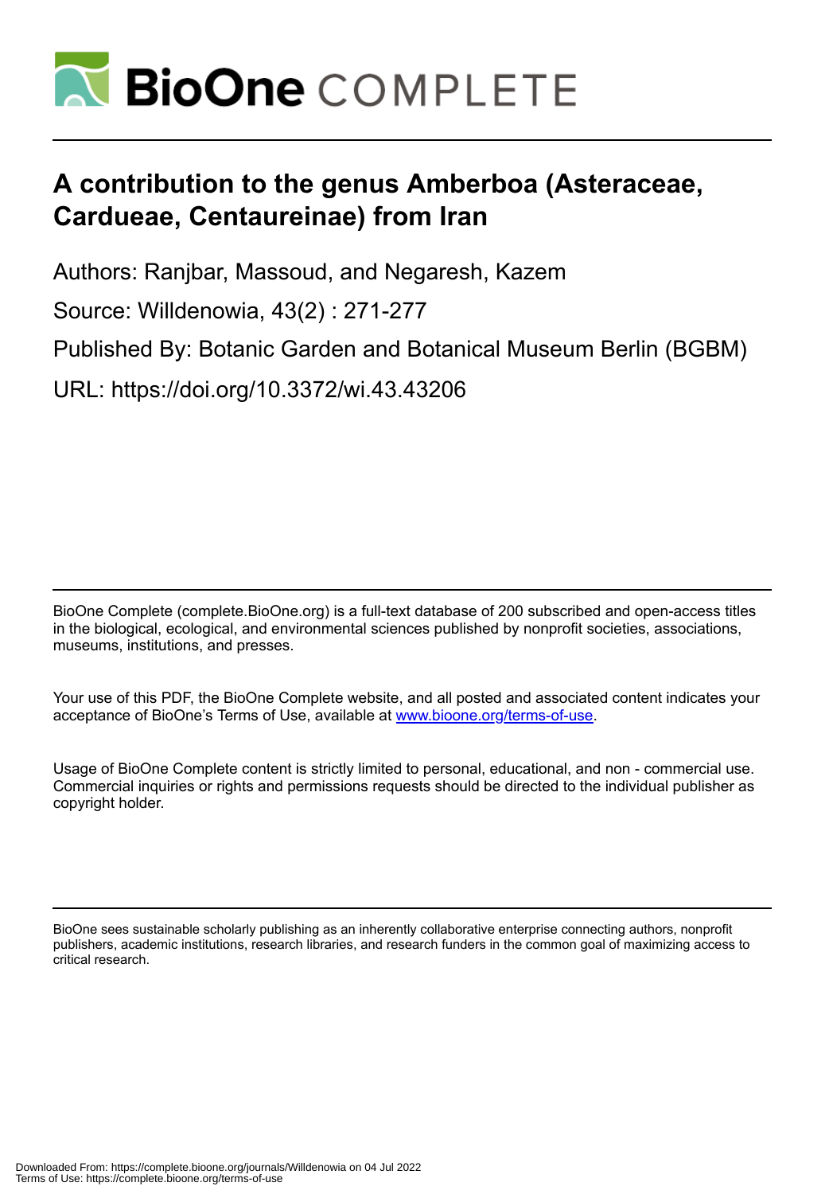# A contribution to the genus Amberboa (Asteraceae, Cardueae, Centaureinae) from Iran

Authors: Ranjbar, Massoud, and Negaresh, Kazem

Source: Willdenowia, 43(2) : 271-277

Published By: Botanic Garden and Botanical Museum Berlin (BGBM)

URL: https://doi.org/10.3372/wi.43.43206

BioOne Complete (complete.BioOne.org) is a full-text database of 200 subscribed and open-access titles in the biological, ecological, and environmental sciences published by nonprofit societies, associations, museums, institutions, and presses.

Your use of this PDF, the BioOne Complete website, and all posted and associated content indicates your acceptance of BioOne's Terms of Use, available at www.bioone.org/terms-of-use.

Usage of BioOne Complete content is strictly limited to personal, educational, and non - commercial use. Commercial inquiries or rights and permissions requests should be directed to the individual publisher as copyright holder.

BioOne sees sustainable scholarly publishing as an inherently collaborative enterprise connecting authors, nonprofit publishers, academic institutions, research libraries, and research funders in the common goal of maximizing access to critical research.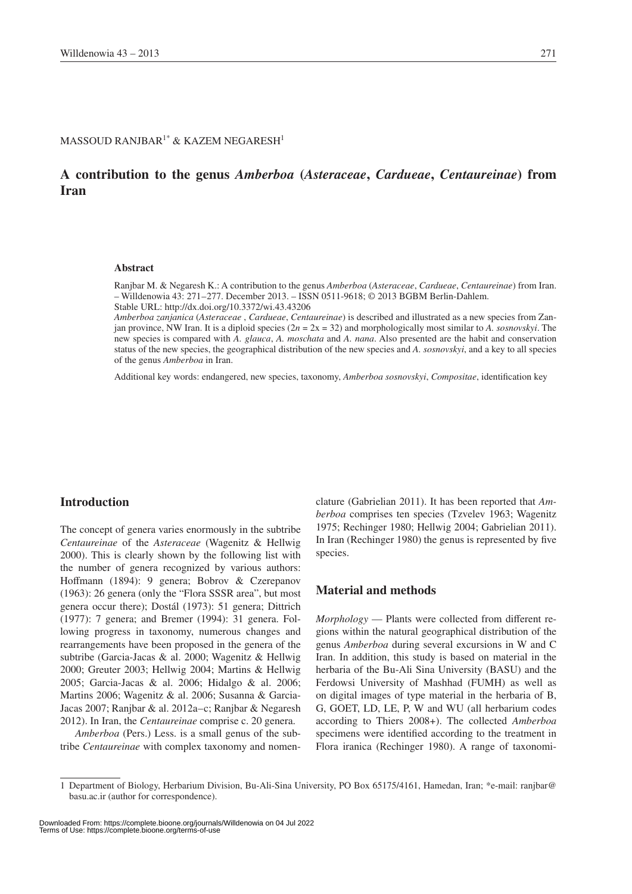MASSOUD RANJBAR[1*] & KAZEM NEGARESH[1]

# A contribution to the genus *Amberboa* (*Asteraceae*, *Cardueae*, *Centaureinae*) from Iran

### Abstract

Ranjbar M. & Negaresh K.: A contribution to the genus *Amberboa* (*Asteraceae*, *Cardueae*, *Centaureinae*) from Iran. – Willdenowia 43: 271–277. December 2013. – ISSN 0511-9618; © 2013 BGBM Berlin-Dahlem.
Stable URL: http://dx.doi.org/10.3372/wi.43.43206

*Amberboa zanjanica* (*Asteraceae* , *Cardueae*, *Centaureinae*) is described and illustrated as a new species from Zanjan province, NW Iran. It is a diploid species ($2n = 2x = 32$) and morphologically most similar to *A. sosnovskyi*. The new species is compared with *A. glauca*, *A. moschata* and *A. nana*. Also presented are the habit and conservation status of the new species, the geographical distribution of the new species and *A. sosnovskyi*, and a key to all species of the genus *Amberboa* in Iran.

Additional key words: endangered, new species, taxonomy, *Amberboa sosnovskyi*, *Compositae*, identification key

## Introduction

The concept of genera varies enormously in the subtribe *Centaureinae* of the *Asteraceae* (Wagenitz & Hellwig 2000). This is clearly shown by the following list with the number of genera recognized by various authors: Hoffmann (1894): 9 genera; Bobrov & Czerepanov (1963): 26 genera (only the "Flora SSSR area", but most genera occur there); Dostál (1973): 51 genera; Dittrich (1977): 7 genera; and Bremer (1994): 31 genera. Following progress in taxonomy, numerous changes and rearrangements have been proposed in the genera of the subtribe (Garcia-Jacas & al. 2000; Wagenitz & Hellwig 2000; Greuter 2003; Hellwig 2004; Martins & Hellwig 2005; Garcia-Jacas & al. 2006; Hidalgo & al. 2006; Martins 2006; Wagenitz & al. 2006; Susanna & Garcia-Jacas 2007; Ranjbar & al. 2012a–c; Ranjbar & Negaresh 2012). In Iran, the *Centaureinae* comprise c. 20 genera.

*Amberboa* (Pers.) Less. is a small genus of the subtribe *Centaureinae* with complex taxonomy and nomenclature (Gabrielian 2011). It has been reported that *Amberboa* comprises ten species (Tzvelev 1963; Wagenitz 1975; Rechinger 1980; Hellwig 2004; Gabrielian 2011). In Iran (Rechinger 1980) the genus is represented by five species.

## Material and methods

*Morphology* — Plants were collected from different regions within the natural geographical distribution of the genus *Amberboa* during several excursions in W and C Iran. In addition, this study is based on material in the herbaria of the Bu-Ali Sina University (BASU) and the Ferdowsi University of Mashhad (FUMH) as well as on digital images of type material in the herbaria of B, G, GOET, LD, LE, P, W and WU (all herbarium codes according to Thiers 2008+). The collected *Amberboa* specimens were identified according to the treatment in Flora iranica (Rechinger 1980). A range of taxonomi-

1 Department of Biology, Herbarium Division, Bu-Ali-Sina University, PO Box 65175/4161, Hamedan, Iran; *e-mail: ranjbar@basu.ac.ir (author for correspondence).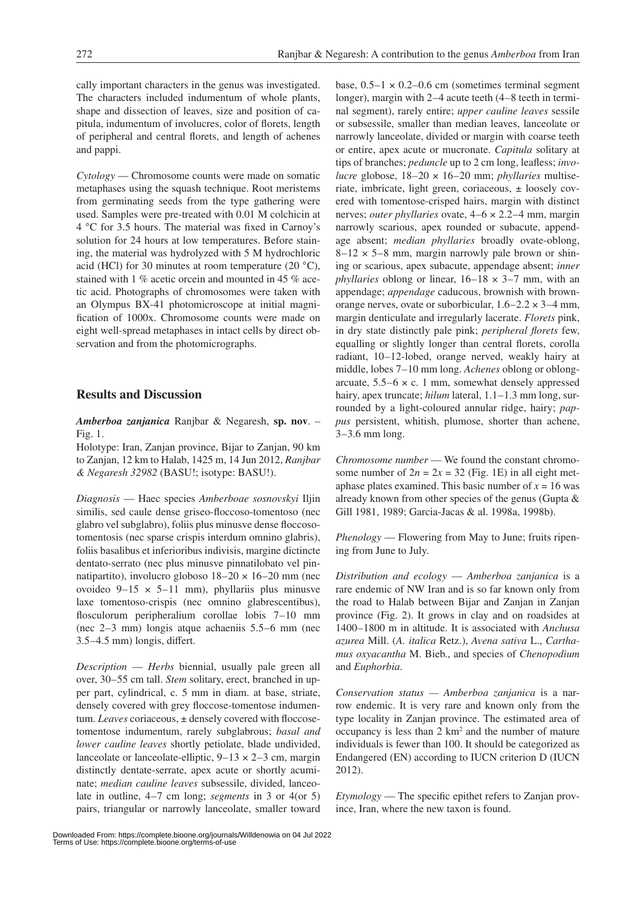cally important characters in the genus was investigated. The characters included indumentum of whole plants, shape and dissection of leaves, size and position of capitula, indumentum of involucres, color of florets, length of peripheral and central florets, and length of achenes and pappi.

*Cytology* — Chromosome counts were made on somatic metaphases using the squash technique. Root meristems from germinating seeds from the type gathering were used. Samples were pre-treated with 0.01 M colchicin at 4 °C for 3.5 hours. The material was fixed in Carnoy's solution for 24 hours at low temperatures. Before staining, the material was hydrolyzed with 5 M hydrochloric acid (HCl) for 30 minutes at room temperature (20 °C), stained with 1 % acetic orcein and mounted in 45 % acetic acid. Photographs of chromosomes were taken with an Olympus BX-41 photomicroscope at initial magnification of 1000x. Chromosome counts were made on eight well-spread metaphases in intact cells by direct observation and from the photomicrographs.

## Results and Discussion

***Amberboa zanjanica*** **Ranjbar & Negaresh, sp. nov**. – Fig. 1.

Holotype: Iran, Zanjan province, Bijar to Zanjan, 90 km to Zanjan, 12 km to Halab, 1425 m, 14 Jun 2012, *Ranjbar & Negaresh 32982* (BASU!; isotype: BASU!).

*Diagnosis* — Haec species *Amberboae sosnovskyi* Iljin similis, sed caule dense griseo-floccoso-tomentoso (nec glabro vel subglabro), foliis plus minusve dense floccoso-tomentosis (nec sparse crispis interdum omnino glabris), foliis basalibus et inferioribus indivisis, margine dictincte dentato-serrato (nec plus minusve pinnatilobato vel pinnatipartito), involucro globoso 18–20 × 16–20 mm (nec ovoideo 9–15 × 5–11 mm), phyllariis plus minusve laxe tomentoso-crispis (nec omnino glabrescentibus), flosculorum peripheralium corollae lobis 7–10 mm (nec 2–3 mm) longis atque achaeniis 5.5–6 mm (nec 3.5–4.5 mm) longis, differt.

*Description* — *Herbs* biennial, usually pale green all over, 30–55 cm tall. *Stem* solitary, erect, branched in upper part, cylindrical, c. 5 mm in diam. at base, striate, densely covered with grey floccose-tomentose indumentum. *Leaves* coriaceous, ± densely covered with floccose-tomentose indumentum, rarely subglabrous; *basal and lower cauline leaves* shortly petiolate, blade undivided, lanceolate or lanceolate-elliptic, 9–13 × 2–3 cm, margin distinctly dentate-serrate, apex acute or shortly acuminate; *median cauline leaves* subsessile, divided, lanceolate in outline, 4–7 cm long; *segments* in 3 or 4(or 5) pairs, triangular or narrowly lanceolate, smaller toward base, 0.5–1 × 0.2–0.6 cm (sometimes terminal segment longer), margin with 2–4 acute teeth (4–8 teeth in terminal segment), rarely entire; *upper cauline leaves* sessile or subsessile, smaller than median leaves, lanceolate or narrowly lanceolate, divided or margin with coarse teeth or entire, apex acute or mucronate. *Capitula* solitary at tips of branches; *peduncle* up to 2 cm long, leafless; *involucre* globose, 18–20 × 16–20 mm; *phyllaries* multiseriate, imbricate, light green, coriaceous, ± loosely covered with tomentose-crisped hairs, margin with distinct nerves; *outer phyllaries* ovate, 4–6 × 2.2–4 mm, margin narrowly scarious, apex rounded or subacute, appendage absent; *median phyllaries* broadly ovate-oblong, 8–12 × 5–8 mm, margin narrowly pale brown or shining or scarious, apex subacute, appendage absent; *inner phyllaries* oblong or linear, 16–18 × 3–7 mm, with an appendage; *appendage* caducous, brownish with brown-orange nerves, ovate or suborbicular, 1.6–2.2 × 3–4 mm, margin denticulate and irregularly lacerate. *Florets* pink, in dry state distinctly pale pink; *peripheral florets* few, equalling or slightly longer than central florets, corolla radiant, 10–12-lobed, orange nerved, weakly hairy at middle, lobes 7–10 mm long. *Achenes* oblong or oblong-arcuate, 5.5–6 × c. 1 mm, somewhat densely appressed hairy, apex truncate; *hilum* lateral, 1.1–1.3 mm long, surrounded by a light-coloured annular ridge, hairy; *pappus* persistent, whitish, plumose, shorter than achene, 3–3.6 mm long.

*Chromosome number* — We found the constant chromosome number of $2n = 2x = 32$ (Fig. 1E) in all eight metaphase plates examined. This basic number of $x = 16$ was already known from other species of the genus (Gupta & Gill 1981, 1989; Garcia-Jacas & al. 1998a, 1998b).

*Phenology* — Flowering from May to June; fruits ripening from June to July.

*Distribution and ecology* — *Amberboa zanjanica* is a rare endemic of NW Iran and is so far known only from the road to Halab between Bijar and Zanjan in Zanjan province (Fig. 2). It grows in clay and on roadsides at 1400–1800 m in altitude. It is associated with *Anchusa azurea* Mill. (*A. italica* Retz.), *Avena sativa* L., *Carthamus oxyacantha* M. Bieb., and species of *Chenopodium* and *Euphorbia*.

*Conservation status* — *Amberboa zanjanica* is a narrow endemic. It is very rare and known only from the type locality in Zanjan province. The estimated area of occupancy is less than 2 km$^2$ and the number of mature individuals is fewer than 100. It should be categorized as Endangered (EN) according to IUCN criterion D (IUCN 2012).

*Etymology* — The specific epithet refers to Zanjan province, Iran, where the new taxon is found.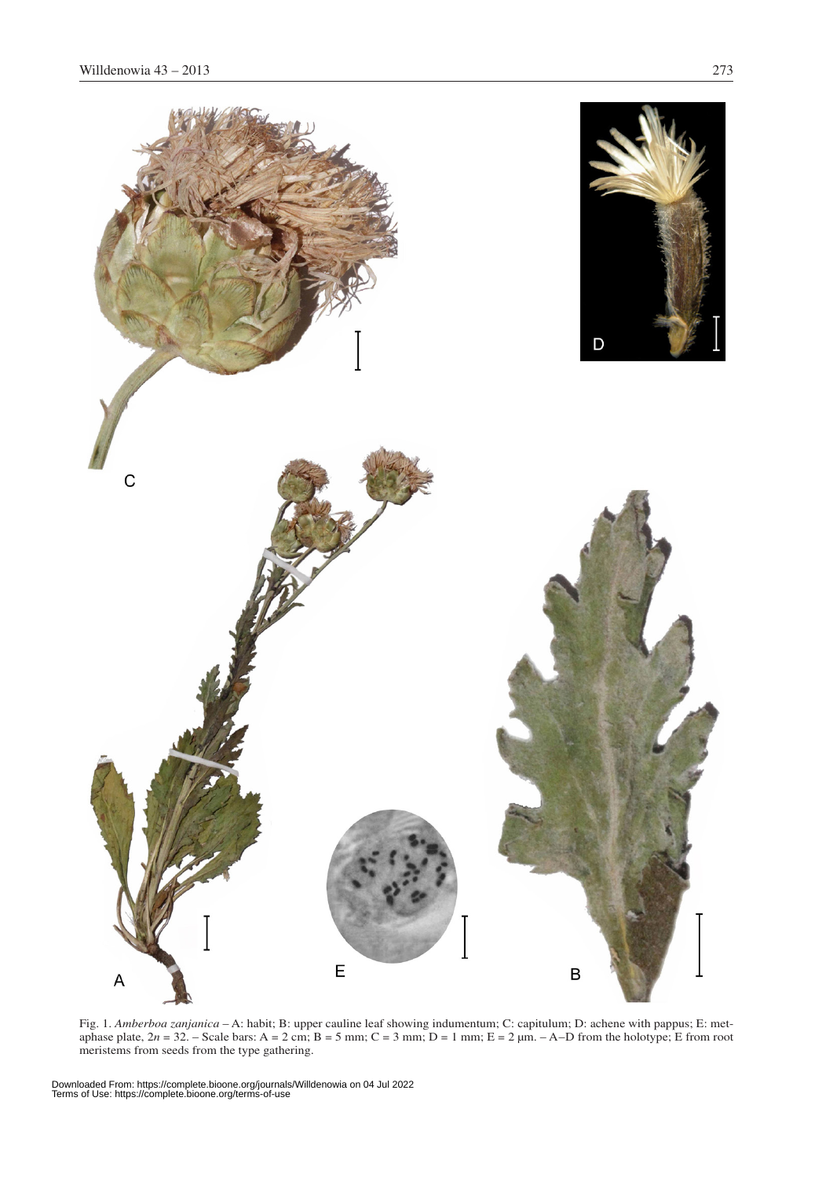Fig. 1. *Amberboa zanjanica* – A: habit; B: upper cauline leaf showing indumentum; C: capitulum; D: achene with pappus; E: metaphase plate, $2n = 32$. – Scale bars: A = 2 cm; B = 5 mm; C = 3 mm; D = 1 mm; E = 2 μm. – A–D from the holotype; E from root meristems from seeds from the type gathering.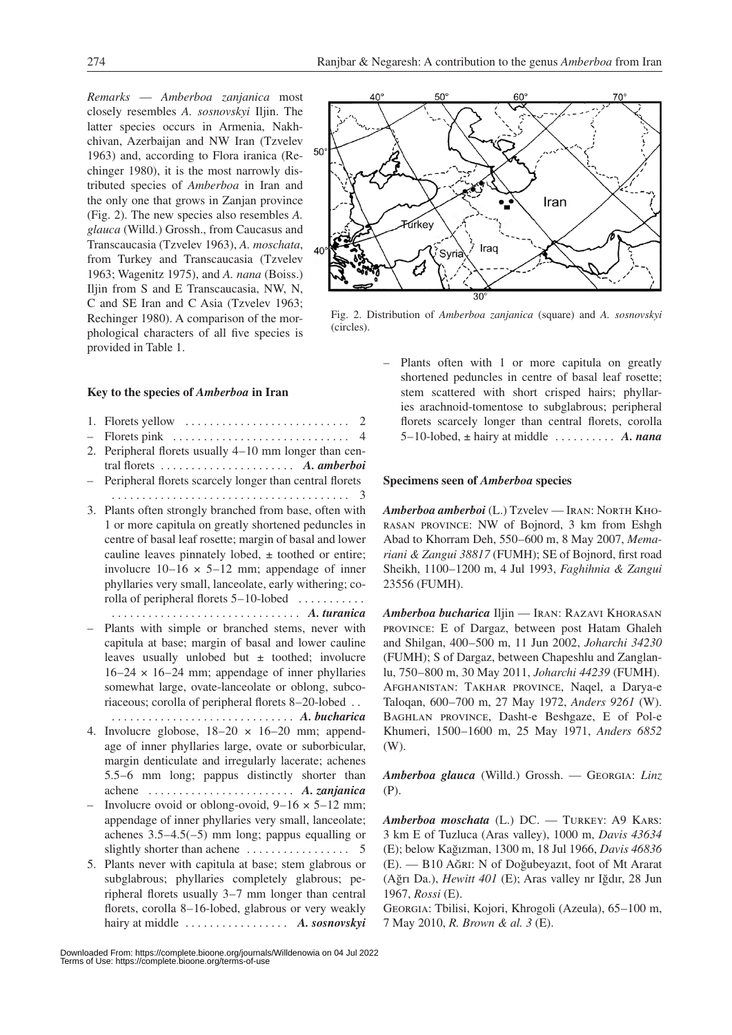*Remarks* — *Amberboa zanjanica* most closely resembles *A. sosnovskyi* Iljin. The latter species occurs in Armenia, Nakhchivan, Azerbaijan and NW Iran (Tzvelev 1963) and, according to Flora iranica (Rechinger 1980), it is the most narrowly distributed species of *Amberboa* in Iran and the only one that grows in Zanjan province (Fig. 2). The new species also resembles *A. glauca* (Willd.) Grossh., from Caucasus and Transcaucasia (Tzvelev 1963), *A. moschata*, from Turkey and Transcaucasia (Tzvelev 1963; Wagenitz 1975), and *A. nana* (Boiss.) Iljin from S and E Transcaucasia, NW, N, C and SE Iran and C Asia (Tzvelev 1963; Rechinger 1980). A comparison of the morphological characters of all five species is provided in Table 1.

Fig. 2. Distribution of *Amberboa zanjanica* (square) and *A. sosnovskyi* (circles).

### Key to the species of *Amberboa* in Iran

1. Florets yellow . . . . . . . . . . . . . . . . . . . . . . . . . . . 2
– Florets pink . . . . . . . . . . . . . . . . . . . . . . . . . . . . . 4
2. Peripheral florets usually 4–10 mm longer than central florets . . . . . . . . . . . . . . . . . . . . . . ***A. amberboi***
– Peripheral florets scarcely longer than central florets . . . . . . . . . . . . . . . . . . . . . . . . . . . . . . . . . . . . . . . 3
3. Plants often strongly branched from base, often with 1 or more capitula on greatly shortened peduncles in centre of basal leaf rosette; margin of basal and lower cauline leaves pinnately lobed, ± toothed or entire; involucre 10–16 × 5–12 mm; appendage of inner phyllaries very small, lanceolate, early withering; corolla of peripheral florets 5–10-lobed . . . . . . . . . . . . . . . . . . . . . . . . . . . . . . . . . . . . . . . . . . ***A. turanica***
– Plants with simple or branched stems, never with capitula at base; margin of basal and lower cauline leaves usually unlobed but ± toothed; involucre 16–24 × 16–24 mm; appendage of inner phyllaries somewhat large, ovate-lanceolate or oblong, subcoriaceous; corolla of peripheral florets 8–20-lobed . . . . . . . . . . . . . . . . . . . . . . . . . . . . . . . . . ***A. bucharica***
4. Involucre globose, 18–20 × 16–20 mm; appendage of inner phyllaries large, ovate or suborbicular, margin denticulate and irregularly lacerate; achenes 5.5–6 mm long; pappus distinctly shorter than achene . . . . . . . . . . . . . . . . . . . . . . . . ***A. zanjanica***
– Involucre ovoid or oblong-ovoid, 9–16 × 5–12 mm; appendage of inner phyllaries very small, lanceolate; achenes 3.5–4.5(–5) mm long; pappus equalling or slightly shorter than achene . . . . . . . . . . . . . . . . . 5
5. Plants never with capitula at base; stem glabrous or subglabrous; phyllaries completely glabrous; peripheral florets usually 3–7 mm longer than central florets, corolla 8–16-lobed, glabrous or very weakly hairy at middle . . . . . . . . . . . . . . . . . ***A. sosnovskyi***
– Plants often with 1 or more capitula on greatly shortened peduncles in centre of basal leaf rosette; stem scattered with short crisped hairs; phyllaries arachnoid-tomentose to subglabrous; peripheral florets scarcely longer than central florets, corolla 5–10-lobed, ± hairy at middle . . . . . . . . . . ***A. nana***

### Specimens seen of *Amberboa* species

***Amberboa amberboi*** (L.) Tzvelev — Iran: North Khorasan province: NW of Bojnord, 3 km from Eshgh Abad to Khorram Deh, 550–600 m, 8 May 2007, *Memariani & Zangui 38817* (FUMH); SE of Bojnord, first road Sheikh, 1100–1200 m, 4 Jul 1993, *Faghihnia & Zangui* 23556 (FUMH).

***Amberboa bucharica*** Iljin — Iran: Razavi Khorasan province: E of Dargaz, between post Hatam Ghaleh and Shilgan, 400–500 m, 11 Jun 2002, *Joharchi 34230* (FUMH); S of Dargaz, between Chapeshlu and Zanglanlu, 750–800 m, 30 May 2011, *Joharchi 44239* (FUMH). Afghanistan: Takhar province, Naqel, a Darya-e Taloqan, 600–700 m, 27 May 1972, *Anders 9261* (W). Baghlan province, Dasht-e Beshgaze, E of Pol-e Khumeri, 1500–1600 m, 25 May 1971, *Anders 6852* (W).

***Amberboa glauca*** (Willd.) Grossh. — Georgia: *Linz* (P).

***Amberboa moschata*** (L.) DC. — Turkey: A9 Kars: 3 km E of Tuzluca (Aras valley), 1000 m, *Davis 43634* (E); below Kağızman, 1300 m, 18 Jul 1966, *Davis 46836* (E). — B10 Ağri: N of Doğubeyazıt, foot of Mt Ararat (Ağrı Da.), *Hewitt 401* (E); Aras valley nr Iğdır, 28 Jun 1967, *Rossi* (E).

Georgia: Tbilisi, Kojori, Khrogoli (Azeula), 65–100 m, 7 May 2010, *R. Brown & al. 3* (E).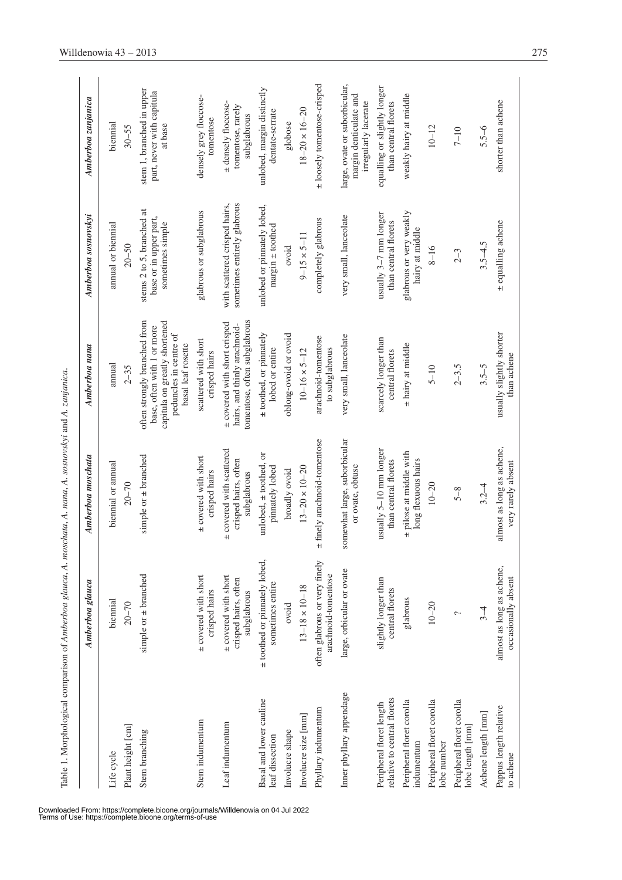Table 1. Morphological comparison of *Amberboa glauca*, *A. moschata*, *A. nana*, *A. sosnovskyi* and *A. zanjanica*.

| | *Amberboa glauca* | *Amberboa moschata* | *Amberboa nana* | *Amberboa sosnovskyi* | *Amberboa zanjanica* |
|---|---|---|---|---|---|
| Life cycle | biennial | biennial or annual | annual | annual or biennial | biennial |
| Plant height [cm] | 20–70 | 20–70 | 2–35 | 20–50 | 30–55 |
| Stem branching | simple or ± branched | simple or ± branched | often strongly branched from base, often with 1 or more capitula on greatly shortened peduncles in centre of basal leaf rosette | stems 2 to 5, branched at base or in upper part, sometimes simple | stem 1, branched in upper part, never with capitula at base |
| Stem indumentum | ± covered with short crisped hairs | ± covered with short crisped hairs | scattered with short crisped hairs | glabrous or subglabrous | densely grey floccose-tomentose |
| Leaf indumentum | ± covered with short crisped hairs, often subglabrous | ± covered with scattered crisped hairs, often subglabrous | ± covered with short crisped hairs, and thinly arachnoid-tomentose, often subglabrous | with scattered crisped hairs, sometimes entirely glabrous | ± densely floccose-tomentose, rarely subglabrous |
| Basal and lower cauline leaf dissection | ± toothed or pinnately lobed, sometimes entire | unlobed, ± toothed, or pinnately lobed | ± toothed, or pinnately lobed or entire | unlobed or pinnately lobed, margin ± toothed | unlobed, margin distinctly dentate-serrate |
| Involucre shape | ovoid | broadly ovoid | oblong-ovoid or ovoid | ovoid | globose |
| Involucre size [mm] | 13–18 × 10–18 | 13–20 × 10–20 | 10–16 × 5–12 | 9–15 × 5–11 | 18–20 × 16–20 |
| Phyllary indumentum | often glabrous or very finely arachnoid-tomentose | ± finely arachnoid-tomentose | arachnoid-tomentose to subglabrous | completely glabrous | ± loosely tomentose-crisped |
| Inner phyllary appendage | large, orbicular or ovate | somewhat large, suborbicular or ovate, obtuse | very small, lanceolate | very small, lanceolate | large, ovate or suborbicular, margin denticulate and irregularly lacerate |
| Peripheral floret length relative to central florets | slightly longer than central florets | usually 5–10 mm longer than central florets | scarcely longer than central florets | usually 3–7 mm longer than central florets | equalling or slightly longer than central florets |
| Peripheral floret corolla indumentum | glabrous | ± pilose at middle with long flexuous hairs | ± hairy at middle | glabrous or very weakly hairy at middle | weakly hairy at middle |
| Peripheral floret corolla lobe number | 10–20 | 10–20 | 5–10 | 8–16 | 10–12 |
| Peripheral floret corolla lobe length [mm] | ? | 5–8 | 2–3.5 | 2–3 | 7–10 |
| Achene length [mm] | 3–4 | 3.2–4 | 3.5–5 | 3.5–4.5 | 5.5–6 |
| Pappus length relative to achene | almost as long as achene, occasionally absent | almost as long as achene, very rarely absent | usually slightly shorter than achene | ± equalling achene | shorter than achene |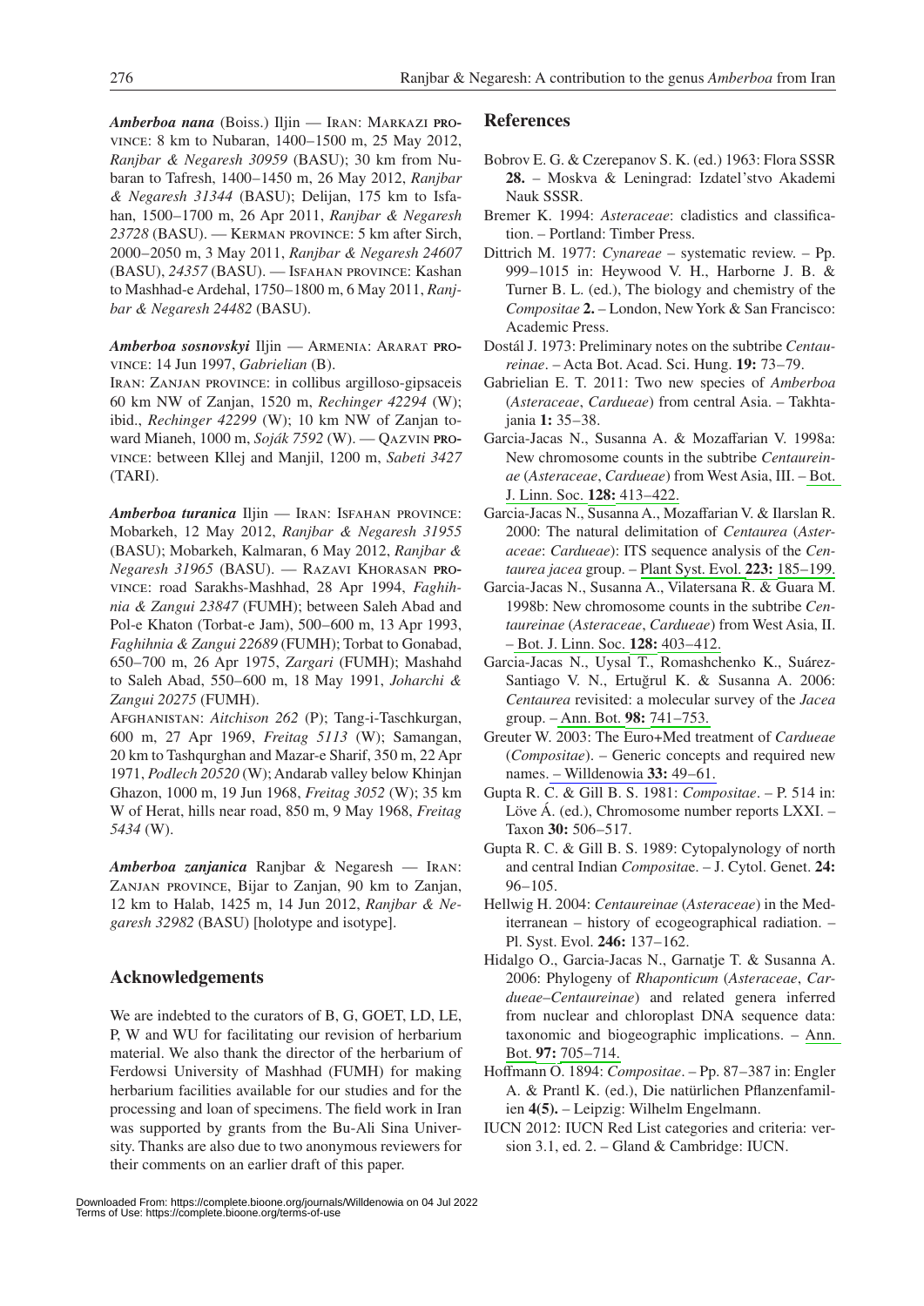***Amberboa nana*** (Boiss.) Iljin — Iran: Markazi province: 8 km to Nubaran, 1400–1500 m, 25 May 2012, *Ranjbar & Negaresh 30959* (BASU); 30 km from Nubaran to Tafresh, 1400–1450 m, 26 May 2012, *Ranjbar & Negaresh 31344* (BASU); Delijan, 175 km to Isfahan, 1500–1700 m, 26 Apr 2011, *Ranjbar & Negaresh 23728* (BASU). — Kerman province: 5 km after Sirch, 2000–2050 m, 3 May 2011, *Ranjbar & Negaresh 24607* (BASU), *24357* (BASU). — Isfahan province: Kashan to Mashhad-e Ardehal, 1750–1800 m, 6 May 2011, *Ranjbar & Negaresh 24482* (BASU).

***Amberboa sosnovskyi*** Iljin — Armenia: Ararat province: 14 Jun 1997, *Gabrielian* (B).

Iran: Zanjan province: in collibus argilloso-gipsaceis 60 km NW of Zanjan, 1520 m, *Rechinger 42294* (W); ibid., *Rechinger 42299* (W); 10 km NW of Zanjan toward Mianeh, 1000 m, *Soják 7592* (W). — Qazvin province: between Kllej and Manjil, 1200 m, *Sabeti 3427* (TARI).

***Amberboa turanica*** Iljin — Iran: Isfahan province: Mobarkeh, 12 May 2012, *Ranjbar & Negaresh 31955* (BASU); Mobarkeh, Kalmaran, 6 May 2012, *Ranjbar & Negaresh 31965* (BASU). — Razavi Khorasan province: road Sarakhs-Mashhad, 28 Apr 1994, *Faghihnia & Zangui 23847* (FUMH); between Saleh Abad and Pol-e Khaton (Torbat-e Jam), 500–600 m, 13 Apr 1993, *Faghihnia & Zangui 22689* (FUMH); Torbat to Gonabad, 650–700 m, 26 Apr 1975, *Zargari* (FUMH); Mashahd to Saleh Abad, 550–600 m, 18 May 1991, *Joharchi & Zangui 20275* (FUMH).

Afghanistan: *Aitchison 262* (P); Tang-i-Taschkurgan, 600 m, 27 Apr 1969, *Freitag 5113* (W); Samangan, 20 km to Tashqurghan and Mazar-e Sharif, 350 m, 22 Apr 1971, *Podlech 20520* (W); Andarab valley below Khinjan Ghazon, 1000 m, 19 Jun 1968, *Freitag 3052* (W); 35 km W of Herat, hills near road, 850 m, 9 May 1968, *Freitag 5434* (W).

***Amberboa zanjanica*** Ranjbar & Negaresh — Iran: Zanjan province, Bijar to Zanjan, 90 km to Zanjan, 12 km to Halab, 1425 m, 14 Jun 2012, *Ranjbar & Negaresh 32982* (BASU) [holotype and isotype].

## Acknowledgements

We are indebted to the curators of B, G, GOET, LD, LE, P, W and WU for facilitating our revision of herbarium material. We also thank the director of the herbarium of Ferdowsi University of Mashhad (FUMH) for making herbarium facilities available for our studies and for the processing and loan of specimens. The field work in Iran was supported by grants from the Bu-Ali Sina University. Thanks are also due to two anonymous reviewers for their comments on an earlier draft of this paper.

## References

Bobrov E. G. & Czerepanov S. K. (ed.) 1963: Flora SSSR **28.** – Moskva & Leningrad: Izdatel'stvo Akademi Nauk SSSR.

Bremer K. 1994: *Asteraceae*: cladistics and classification. – Portland: Timber Press.

Dittrich M. 1977: *Cynareae* – systematic review. – Pp. 999–1015 in: Heywood V. H., Harborne J. B. & Turner B. L. (ed.), The biology and chemistry of the *Compositae* **2.** – London, New York & San Francisco: Academic Press.

Dostál J. 1973: Preliminary notes on the subtribe *Centaureinae*. – Acta Bot. Acad. Sci. Hung. **19:** 73–79.

Gabrielian E. T. 2011: Two new species of *Amberboa* (*Asteraceae*, *Cardueae*) from central Asia. – Takhtajania **1:** 35–38.

Garcia-Jacas N., Susanna A. & Mozaffarian V. 1998a: New chromosome counts in the subtribe *Centaureinae* (*Asteraceae*, *Cardueae*) from West Asia, III. – Bot. J. Linn. Soc. **128:** 413–422.

Garcia-Jacas N., Susanna A., Mozaffarian V. & Ilarslan R. 2000: The natural delimitation of *Centaurea* (*Asteraceae*: *Cardueae*): ITS sequence analysis of the *Centaurea jacea* group. – Plant Syst. Evol. **223:** 185–199.

Garcia-Jacas N., Susanna A., Vilatersana R. & Guara M. 1998b: New chromosome counts in the subtribe *Centaureinae* (*Asteraceae*, *Cardueae*) from West Asia, II. – Bot. J. Linn. Soc. **128:** 403–412.

Garcia-Jacas N., Uysal T., Romashchenko K., Suárez-Santiago V. N., Ertuğrul K. & Susanna A. 2006: *Centaurea* revisited: a molecular survey of the *Jacea* group. – Ann. Bot. **98:** 741–753.

Greuter W. 2003: The Euro+Med treatment of *Cardueae* (*Compositae*). – Generic concepts and required new names. – Willdenowia **33:** 49–61.

Gupta R. C. & Gill B. S. 1981: *Compositae*. – P. 514 in: Löve Á. (ed.), Chromosome number reports LXXI. – Taxon **30:** 506–517.

Gupta R. C. & Gill B. S. 1989: Cytopalynology of north and central Indian *Compositae*. – J. Cytol. Genet. **24:** 96–105.

Hellwig H. 2004: *Centaureinae* (*Asteraceae*) in the Mediterranean – history of ecogeographical radiation. – Pl. Syst. Evol. **246:** 137–162.

Hidalgo O., Garcia-Jacas N., Garnatje T. & Susanna A. 2006: Phylogeny of *Rhaponticum* (*Asteraceae*, *Cardueae–Centaureinae*) and related genera inferred from nuclear and chloroplast DNA sequence data: taxonomic and biogeographic implications. – Ann. Bot. **97:** 705–714.

Hoffmann O. 1894: *Compositae*. – Pp. 87–387 in: Engler A. & Prantl K. (ed.), Die natürlichen Pflanzenfamilien **4(5).** – Leipzig: Wilhelm Engelmann.

IUCN 2012: IUCN Red List categories and criteria: version 3.1, ed. 2. – Gland & Cambridge: IUCN.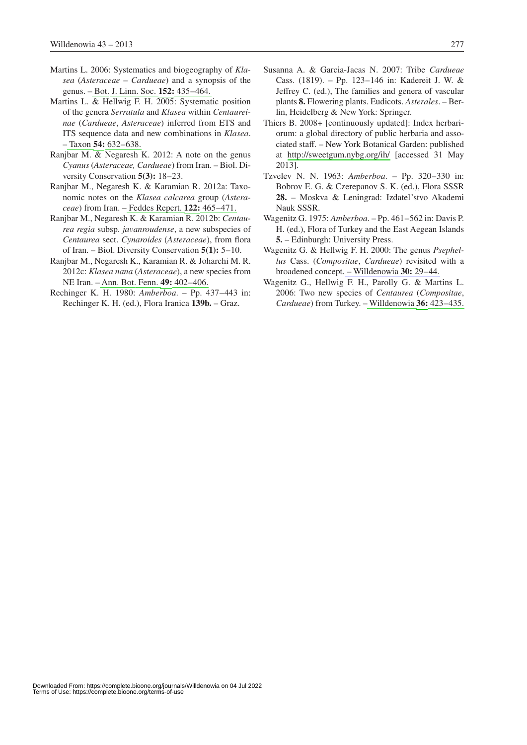Martins L. 2006: Systematics and biogeography of *Klasea* (*Asteraceae* – *Cardueae*) and a synopsis of the genus. – Bot. J. Linn. Soc. **152:** 435–464.

Martins L. & Hellwig F. H. 2005: Systematic position of the genera *Serratula* and *Klasea* within *Centaureinae* (*Cardueae*, *Asteraceae*) inferred from ETS and ITS sequence data and new combinations in *Klasea*. – Taxon **54:** 632–638.

Ranjbar M. & Negaresh K. 2012: A note on the genus *Cyanus* (*Asteraceae, Cardueae*) from Iran. – Biol. Diversity Conservation **5(3):** 18–23.

Ranjbar M., Negaresh K. & Karamian R. 2012a: Taxonomic notes on the *Klasea calcarea* group (*Asteraceae*) from Iran. – Feddes Repert. **122:** 465–471.

Ranjbar M., Negaresh K. & Karamian R. 2012b: *Centaurea regia* subsp. *javanroudense*, a new subspecies of *Centaurea* sect. *Cynaroides* (*Asteraceae*), from flora of Iran. – Biol. Diversity Conservation **5(1):** 5–10.

Ranjbar M., Negaresh K., Karamian R. & Joharchi M. R. 2012c: *Klasea nana* (*Asteraceae*), a new species from NE Iran. – Ann. Bot. Fenn. **49:** 402–406.

Rechinger K. H. 1980: *Amberboa*. – Pp. 437–443 in: Rechinger K. H. (ed.), Flora Iranica **139b.** – Graz.

Susanna A. & Garcia-Jacas N. 2007: Tribe *Cardueae* Cass. (1819). – Pp. 123–146 in: Kadereit J. W. & Jeffrey C. (ed.), The families and genera of vascular plants **8.** Flowering plants. Eudicots. *Asterales*. – Berlin, Heidelberg & New York: Springer.

Thiers B. 2008+ [continuously updated]: Index herbariorum: a global directory of public herbaria and associated staff. – New York Botanical Garden: published at http://sweetgum.nybg.org/ih/ [accessed 31 May 2013].

Tzvelev N. N. 1963: *Amberboa*. – Pp. 320–330 in: Bobrov E. G. & Czerepanov S. K. (ed.), Flora SSSR **28.** – Moskva & Leningrad: Izdatel'stvo Akademi Nauk SSSR.

Wagenitz G. 1975: *Amberboa*. – Pp. 461–562 in: Davis P. H. (ed.), Flora of Turkey and the East Aegean Islands **5.** – Edinburgh: University Press.

Wagenitz G. & Hellwig F. H. 2000: The genus *Psephellus* Cass. (*Compositae*, *Cardueae*) revisited with a broadened concept. – Willdenowia **30:** 29–44.

Wagenitz G., Hellwig F. H., Parolly G. & Martins L. 2006: Two new species of *Centaurea* (*Compositae*, *Cardueae*) from Turkey. – Willdenowia **36:** 423–435.